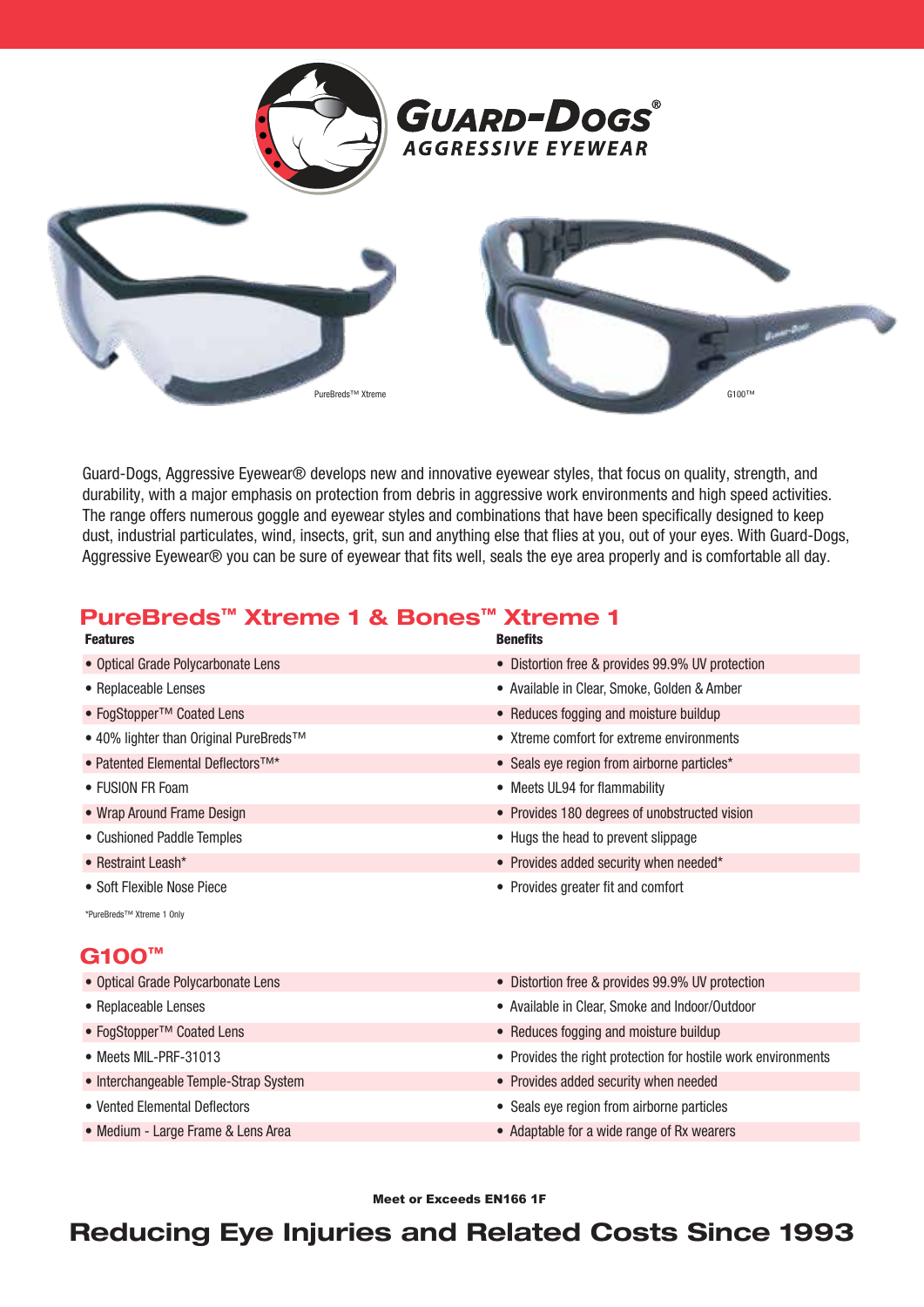# Guard-Dogs® Aggressive Eyewear

PureBreds™ Xtreme

G100™

Guard-Dogs, Aggressive Eyewear® develops new and innovative eyewear styles, that focus on quality, strength, and durability, with a major emphasis on protection from debris in aggressive work environments and high speed activities. The range offers numerous goggle and eyewear styles and combinations that have been specifically designed to keep dust, industrial particulates, wind, insects, grit, sun and anything else that flies at you, out of your eyes. With Guard-Dogs, Aggressive Eyewear® you can be sure of eyewear that fits well, seals the eye area properly and is comfortable all day.

## PureBreds™ Xtreme 1 & Bones™ Xtreme 1

| Features | Benefits |
|---|---|
| • Optical Grade Polycarbonate Lens | • Distortion free & provides 99.9% UV protection |
| • Replaceable Lenses | • Available in Clear, Smoke, Golden & Amber |
| • FogStopper™ Coated Lens | • Reduces fogging and moisture buildup |
| • 40% lighter than Original PureBreds™ | • Xtreme comfort for extreme environments |
| • Patented Elemental Deflectors™* | • Seals eye region from airborne particles* |
| • FUSION FR Foam | • Meets UL94 for flammability |
| • Wrap Around Frame Design | • Provides 180 degrees of unobstructed vision |
| • Cushioned Paddle Temples | • Hugs the head to prevent slippage |
| • Restraint Leash* | • Provides added security when needed* |
| • Soft Flexible Nose Piece | • Provides greater fit and comfort |

*PureBreds™ Xtreme 1 Only

## G100™

| Features | Benefits |
|---|---|
| • Optical Grade Polycarbonate Lens | • Distortion free & provides 99.9% UV protection |
| • Replaceable Lenses | • Available in Clear, Smoke and Indoor/Outdoor |
| • FogStopper™ Coated Lens | • Reduces fogging and moisture buildup |
| • Meets MIL-PRF-31013 | • Provides the right protection for hostile work environments |
| • Interchangeable Temple-Strap System | • Provides added security when needed |
| • Vented Elemental Deflectors | • Seals eye region from airborne particles |
| • Medium - Large Frame & Lens Area | • Adaptable for a wide range of Rx wearers |

**Meet or Exceeds EN166 1F**

## Reducing Eye Injuries and Related Costs Since 1993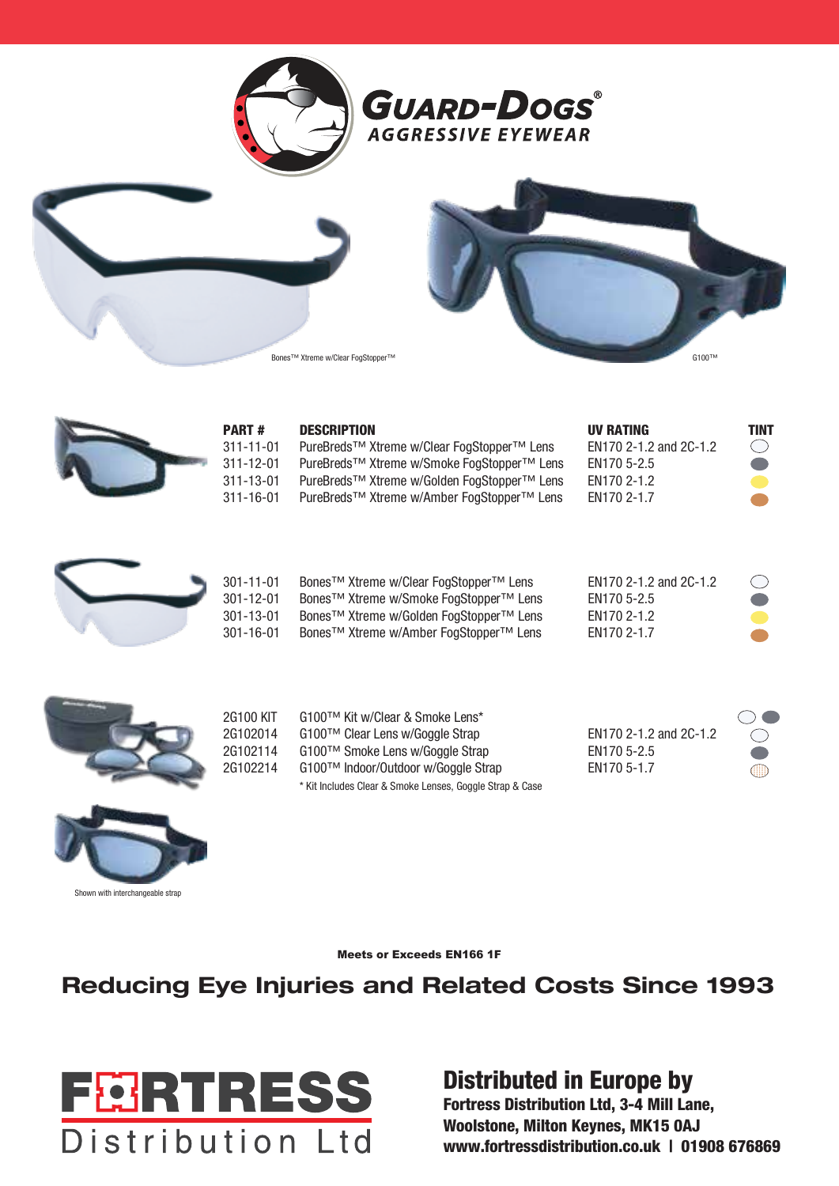# GUARD-DOGS®

## AGGRESSIVE EYEWEAR

Bones™ Xtreme w/Clear FogStopper™

G100™

| PART # | DESCRIPTION | UV RATING | TINT |
|---|---|---|---|
| 311-11-01 | PureBreds™ Xtreme w/Clear FogStopper™ Lens | EN170 2-1.2 and 2C-1.2 | |
| 311-12-01 | PureBreds™ Xtreme w/Smoke FogStopper™ Lens | EN170 5-2.5 | |
| 311-13-01 | PureBreds™ Xtreme w/Golden FogStopper™ Lens | EN170 2-1.2 | |
| 311-16-01 | PureBreds™ Xtreme w/Amber FogStopper™ Lens | EN170 2-1.7 | |
| 301-11-01 | Bones™ Xtreme w/Clear FogStopper™ Lens | EN170 2-1.2 and 2C-1.2 | |
| 301-12-01 | Bones™ Xtreme w/Smoke FogStopper™ Lens | EN170 5-2.5 | |
| 301-13-01 | Bones™ Xtreme w/Golden FogStopper™ Lens | EN170 2-1.2 | |
| 301-16-01 | Bones™ Xtreme w/Amber FogStopper™ Lens | EN170 2-1.7 | |
| 2G100 KIT | G100™ Kit w/Clear & Smoke Lens* | | |
| 2G102014 | G100™ Clear Lens w/Goggle Strap | EN170 2-1.2 and 2C-1.2 | |
| 2G102114 | G100™ Smoke Lens w/Goggle Strap | EN170 5-2.5 | |
| 2G102214 | G100™ Indoor/Outdoor w/Goggle Strap | EN170 5-1.7 | |

\* Kit Includes Clear & Smoke Lenses, Goggle Strap & Case

Shown with interchangeable strap

**Meets or Exceeds EN166 1F**

## Reducing Eye Injuries and Related Costs Since 1993

FORTRESS Distribution Ltd

## Distributed in Europe by

**Fortress Distribution Ltd, 3-4 Mill Lane, Woolstone, Milton Keynes, MK15 0AJ**
**www.fortressdistribution.co.uk | 01908 676869**